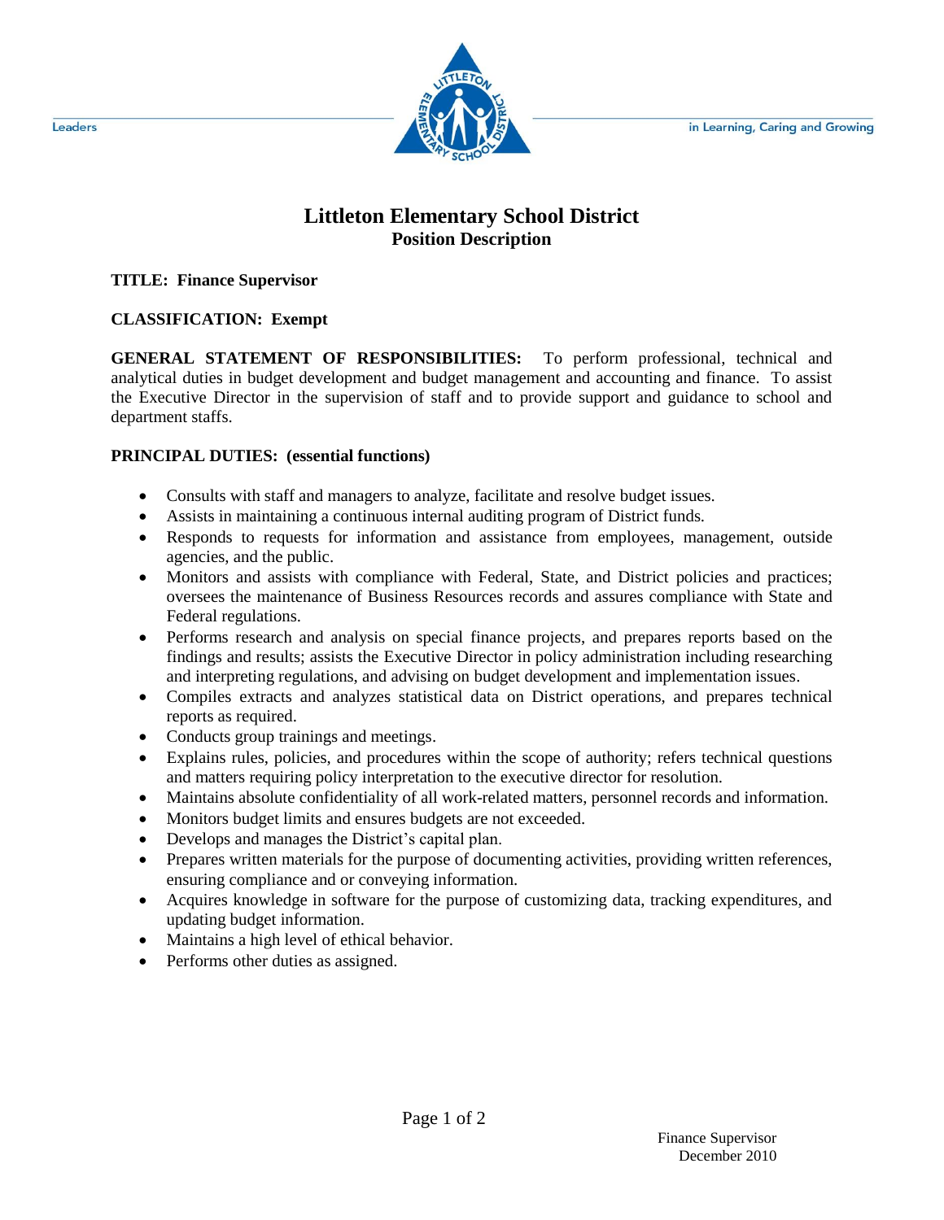# Littleton Elementary School District

## Position Description

**TITLE: Finance Supervisor**

**CLASSIFICATION: Exempt**

**GENERAL STATEMENT OF RESPONSIBILITIES:** To perform professional, technical and analytical duties in budget development and budget management and accounting and finance. To assist the Executive Director in the supervision of staff and to provide support and guidance to school and department staffs.

**PRINCIPAL DUTIES: (essential functions)**

- Consults with staff and managers to analyze, facilitate and resolve budget issues.
- Assists in maintaining a continuous internal auditing program of District funds.
- Responds to requests for information and assistance from employees, management, outside agencies, and the public.
- Monitors and assists with compliance with Federal, State, and District policies and practices; oversees the maintenance of Business Resources records and assures compliance with State and Federal regulations.
- Performs research and analysis on special finance projects, and prepares reports based on the findings and results; assists the Executive Director in policy administration including researching and interpreting regulations, and advising on budget development and implementation issues.
- Compiles extracts and analyzes statistical data on District operations, and prepares technical reports as required.
- Conducts group trainings and meetings.
- Explains rules, policies, and procedures within the scope of authority; refers technical questions and matters requiring policy interpretation to the executive director for resolution.
- Maintains absolute confidentiality of all work-related matters, personnel records and information.
- Monitors budget limits and ensures budgets are not exceeded.
- Develops and manages the District's capital plan.
- Prepares written materials for the purpose of documenting activities, providing written references, ensuring compliance and or conveying information.
- Acquires knowledge in software for the purpose of customizing data, tracking expenditures, and updating budget information.
- Maintains a high level of ethical behavior.
- Performs other duties as assigned.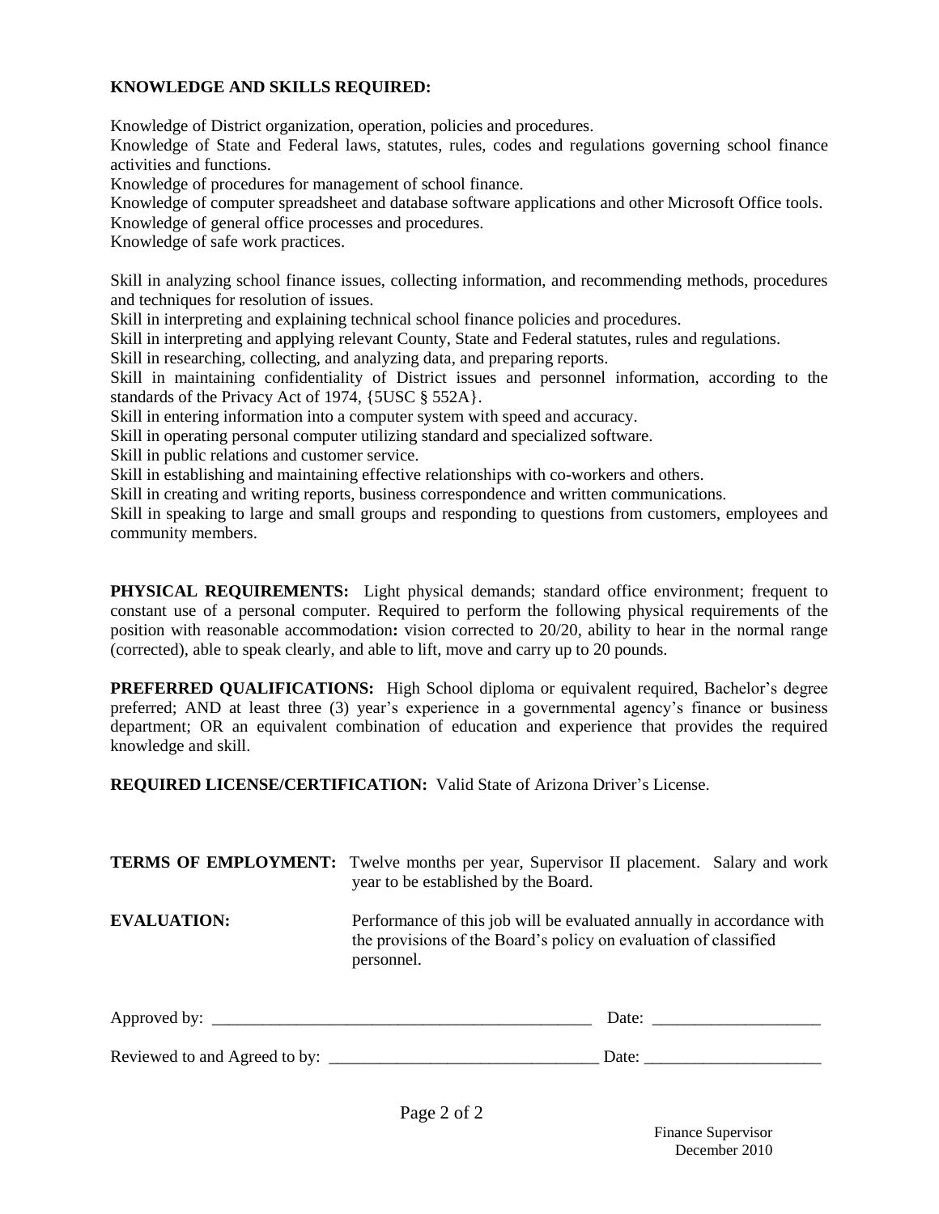**KNOWLEDGE AND SKILLS REQUIRED:**

Knowledge of District organization, operation, policies and procedures.
Knowledge of State and Federal laws, statutes, rules, codes and regulations governing school finance activities and functions.
Knowledge of procedures for management of school finance.
Knowledge of computer spreadsheet and database software applications and other Microsoft Office tools.
Knowledge of general office processes and procedures.
Knowledge of safe work practices.

Skill in analyzing school finance issues, collecting information, and recommending methods, procedures and techniques for resolution of issues.
Skill in interpreting and explaining technical school finance policies and procedures.
Skill in interpreting and applying relevant County, State and Federal statutes, rules and regulations.
Skill in researching, collecting, and analyzing data, and preparing reports.
Skill in maintaining confidentiality of District issues and personnel information, according to the standards of the Privacy Act of 1974, {5USC § 552A}.
Skill in entering information into a computer system with speed and accuracy.
Skill in operating personal computer utilizing standard and specialized software.
Skill in public relations and customer service.
Skill in establishing and maintaining effective relationships with co-workers and others.
Skill in creating and writing reports, business correspondence and written communications.
Skill in speaking to large and small groups and responding to questions from customers, employees and community members.

**PHYSICAL REQUIREMENTS:** Light physical demands; standard office environment; frequent to constant use of a personal computer. Required to perform the following physical requirements of the position with reasonable accommodation**:** vision corrected to 20/20, ability to hear in the normal range (corrected), able to speak clearly, and able to lift, move and carry up to 20 pounds.

**PREFERRED QUALIFICATIONS:** High School diploma or equivalent required, Bachelor's degree preferred; AND at least three (3) year's experience in a governmental agency's finance or business department; OR an equivalent combination of education and experience that provides the required knowledge and skill.

**REQUIRED LICENSE/CERTIFICATION:** Valid State of Arizona Driver's License.

**TERMS OF EMPLOYMENT:** Twelve months per year, Supervisor II placement. Salary and work year to be established by the Board.

**EVALUATION:** Performance of this job will be evaluated annually in accordance with the provisions of the Board's policy on evaluation of classified personnel.

Approved by: ____________________________________________ Date: ___________________

Reviewed to and Agreed to by: ______________________________ Date: ____________________

Finance Supervisor
December 2010